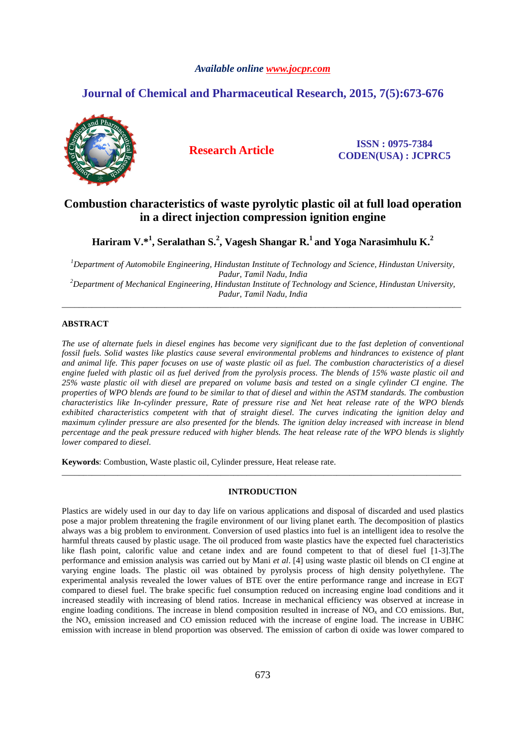*Available online www.jocpr.com*

## Journal of Chemical and Pharmaceutical Research, 2015, 7(5):673-676

**Research Article**

**ISSN : 0975-7384**
**CODEN(USA) : JCPRC5**

# Combustion characteristics of waste pyrolytic plastic oil at full load operation in a direct injection compression ignition engine

**Hariram V.*[1], Seralathan S.[2], Vagesh Shangar R.[1] and Yoga Narasimhulu K.[2]**

[1]*Department of Automobile Engineering, Hindustan Institute of Technology and Science, Hindustan University, Padur, Tamil Nadu, India*
[2]*Department of Mechanical Engineering, Hindustan Institute of Technology and Science, Hindustan University, Padur, Tamil Nadu, India*

---

## ABSTRACT

*The use of alternate fuels in diesel engines has become very significant due to the fast depletion of conventional fossil fuels. Solid wastes like plastics cause several environmental problems and hindrances to existence of plant and animal life. This paper focuses on use of waste plastic oil as fuel. The combustion characteristics of a diesel engine fueled with plastic oil as fuel derived from the pyrolysis process. The blends of 15% waste plastic oil and 25% waste plastic oil with diesel are prepared on volume basis and tested on a single cylinder CI engine. The properties of WPO blends are found to be similar to that of diesel and within the ASTM standards. The combustion characteristics like In-cylinder pressure, Rate of pressure rise and Net heat release rate of the WPO blends exhibited characteristics competent with that of straight diesel. The curves indicating the ignition delay and maximum cylinder pressure are also presented for the blends. The ignition delay increased with increase in blend percentage and the peak pressure reduced with higher blends. The heat release rate of the WPO blends is slightly lower compared to diesel.*

**Keywords**: Combustion, Waste plastic oil, Cylinder pressure, Heat release rate.

---

## INTRODUCTION

Plastics are widely used in our day to day life on various applications and disposal of discarded and used plastics pose a major problem threatening the fragile environment of our living planet earth. The decomposition of plastics always was a big problem to environment. Conversion of used plastics into fuel is an intelligent idea to resolve the harmful threats caused by plastic usage. The oil produced from waste plastics have the expected fuel characteristics like flash point, calorific value and cetane index and are found competent to that of diesel fuel [1-3].The performance and emission analysis was carried out by Mani *et al*. [4] using waste plastic oil blends on CI engine at varying engine loads. The plastic oil was obtained by pyrolysis process of high density polyethylene. The experimental analysis revealed the lower values of BTE over the entire performance range and increase in EGT compared to diesel fuel. The brake specific fuel consumption reduced on increasing engine load conditions and it increased steadily with increasing of blend ratios. Increase in mechanical efficiency was observed at increase in engine loading conditions. The increase in blend composition resulted in increase of $NO_x$ and CO emissions. But, the $NO_x$ emission increased and CO emission reduced with the increase of engine load. The increase in UBHC emission with increase in blend proportion was observed. The emission of carbon di oxide was lower compared to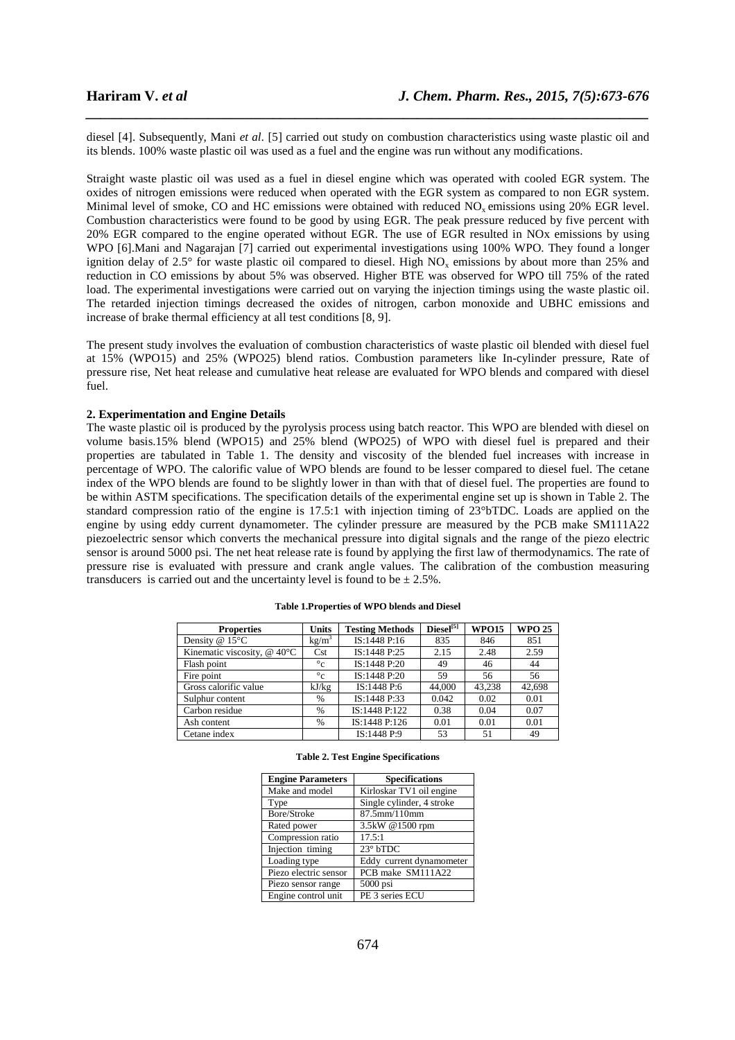diesel [4]. Subsequently, Mani *et al*. [5] carried out study on combustion characteristics using waste plastic oil and its blends. 100% waste plastic oil was used as a fuel and the engine was run without any modifications.

Straight waste plastic oil was used as a fuel in diesel engine which was operated with cooled EGR system. The oxides of nitrogen emissions were reduced when operated with the EGR system as compared to non EGR system. Minimal level of smoke, CO and HC emissions were obtained with reduced $NO_x$ emissions using 20% EGR level. Combustion characteristics were found to be good by using EGR. The peak pressure reduced by five percent with 20% EGR compared to the engine operated without EGR. The use of EGR resulted in NOx emissions by using WPO [6].Mani and Nagarajan [7] carried out experimental investigations using 100% WPO. They found a longer ignition delay of 2.5° for waste plastic oil compared to diesel. High $NO_x$ emissions by about more than 25% and reduction in CO emissions by about 5% was observed. Higher BTE was observed for WPO till 75% of the rated load. The experimental investigations were carried out on varying the injection timings using the waste plastic oil. The retarded injection timings decreased the oxides of nitrogen, carbon monoxide and UBHC emissions and increase of brake thermal efficiency at all test conditions [8, 9].

The present study involves the evaluation of combustion characteristics of waste plastic oil blended with diesel fuel at 15% (WPO15) and 25% (WPO25) blend ratios. Combustion parameters like In-cylinder pressure, Rate of pressure rise, Net heat release and cumulative heat release are evaluated for WPO blends and compared with diesel fuel.

## 2. Experimentation and Engine Details

The waste plastic oil is produced by the pyrolysis process using batch reactor. This WPO are blended with diesel on volume basis.15% blend (WPO15) and 25% blend (WPO25) of WPO with diesel fuel is prepared and their properties are tabulated in Table 1. The density and viscosity of the blended fuel increases with increase in percentage of WPO. The calorific value of WPO blends are found to be lesser compared to diesel fuel. The cetane index of the WPO blends are found to be slightly lower in than with that of diesel fuel. The properties are found to be within ASTM specifications. The specification details of the experimental engine set up is shown in Table 2. The standard compression ratio of the engine is 17.5:1 with injection timing of 23°bTDC. Loads are applied on the engine by using eddy current dynamometer. The cylinder pressure are measured by the PCB make SM111A22 piezoelectric sensor which converts the mechanical pressure into digital signals and the range of the piezo electric sensor is around 5000 psi. The net heat release rate is found by applying the first law of thermodynamics. The rate of pressure rise is evaluated with pressure and crank angle values. The calibration of the combustion measuring transducers is carried out and the uncertainty level is found to be ± 2.5%.

**Table 1.Properties of WPO blends and Diesel**

| Properties | Units | Testing Methods | Diesel[5] | WPO15 | WPO 25 |
|---|---|---|---|---|---|
| Density @ 15°C | $kg/m^3$ | IS:1448 P:16 | 835 | 846 | 851 |
| Kinematic viscosity, @ 40°C | Cst | IS:1448 P:25 | 2.15 | 2.48 | 2.59 |
| Flash point | °c | IS:1448 P:20 | 49 | 46 | 44 |
| Fire point | °c | IS:1448 P:20 | 59 | 56 | 56 |
| Gross calorific value | kJ/kg | IS:1448 P:6 | 44,000 | 43,238 | 42,698 |
| Sulphur content | % | IS:1448 P:33 | 0.042 | 0.02 | 0.01 |
| Carbon residue | % | IS:1448 P:122 | 0.38 | 0.04 | 0.07 |
| Ash content | % | IS:1448 P:126 | 0.01 | 0.01 | 0.01 |
| Cetane index | | IS:1448 P:9 | 53 | 51 | 49 |

**Table 2. Test Engine Specifications**

| Engine Parameters | Specifications |
|---|---|
| Make and model | Kirloskar TV1 oil engine |
| Type | Single cylinder, 4 stroke |
| Bore/Stroke | 87.5mm/110mm |
| Rated power | 3.5kW @1500 rpm |
| Compression ratio | 17.5:1 |
| Injection timing | 23° bTDC |
| Loading type | Eddy current dynamometer |
| Piezo electric sensor | PCB make SM111A22 |
| Piezo sensor range | 5000 psi |
| Engine control unit | PE 3 series ECU |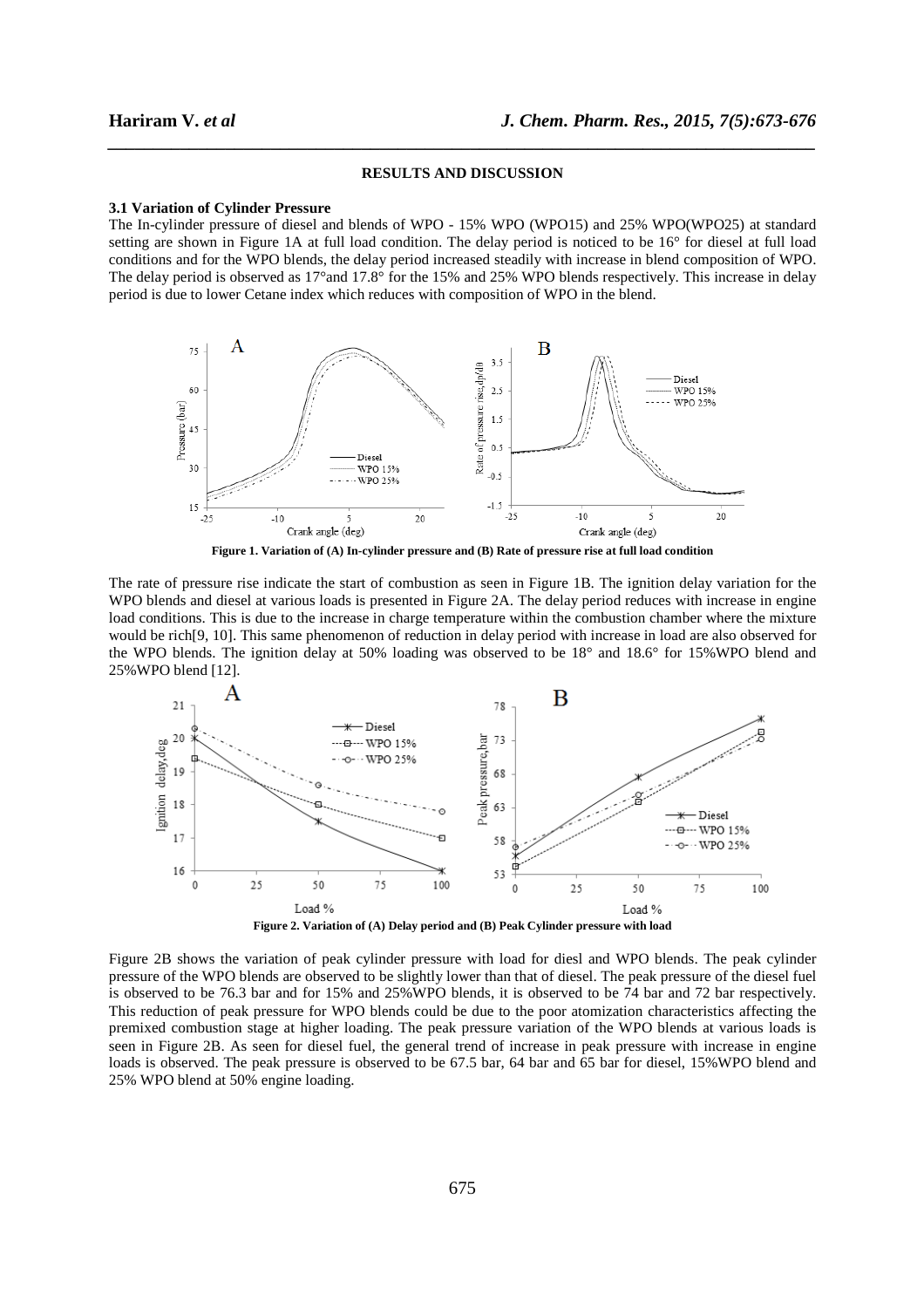## RESULTS AND DISCUSSION

### 3.1 Variation of Cylinder Pressure

The In-cylinder pressure of diesel and blends of WPO - 15% WPO (WPO15) and 25% WPO(WPO25) at standard setting are shown in Figure 1A at full load condition. The delay period is noticed to be 16° for diesel at full load conditions and for the WPO blends, the delay period increased steadily with increase in blend composition of WPO. The delay period is observed as 17°and 17.8° for the 15% and 25% WPO blends respectively. This increase in delay period is due to lower Cetane index which reduces with composition of WPO in the blend.

**Figure 1. Variation of (A) In-cylinder pressure and (B) Rate of pressure rise at full load condition**

The rate of pressure rise indicate the start of combustion as seen in Figure 1B. The ignition delay variation for the WPO blends and diesel at various loads is presented in Figure 2A. The delay period reduces with increase in engine load conditions. This is due to the increase in charge temperature within the combustion chamber where the mixture would be rich[9, 10]. This same phenomenon of reduction in delay period with increase in load are also observed for the WPO blends. The ignition delay at 50% loading was observed to be 18° and 18.6° for 15%WPO blend and 25%WPO blend [12].

**Figure 2. Variation of (A) Delay period and (B) Peak Cylinder pressure with load**

Figure 2B shows the variation of peak cylinder pressure with load for diesl and WPO blends. The peak cylinder pressure of the WPO blends are observed to be slightly lower than that of diesel. The peak pressure of the diesel fuel is observed to be 76.3 bar and for 15% and 25%WPO blends, it is observed to be 74 bar and 72 bar respectively. This reduction of peak pressure for WPO blends could be due to the poor atomization characteristics affecting the premixed combustion stage at higher loading. The peak pressure variation of the WPO blends at various loads is seen in Figure 2B. As seen for diesel fuel, the general trend of increase in peak pressure with increase in engine loads is observed. The peak pressure is observed to be 67.5 bar, 64 bar and 65 bar for diesel, 15%WPO blend and 25% WPO blend at 50% engine loading.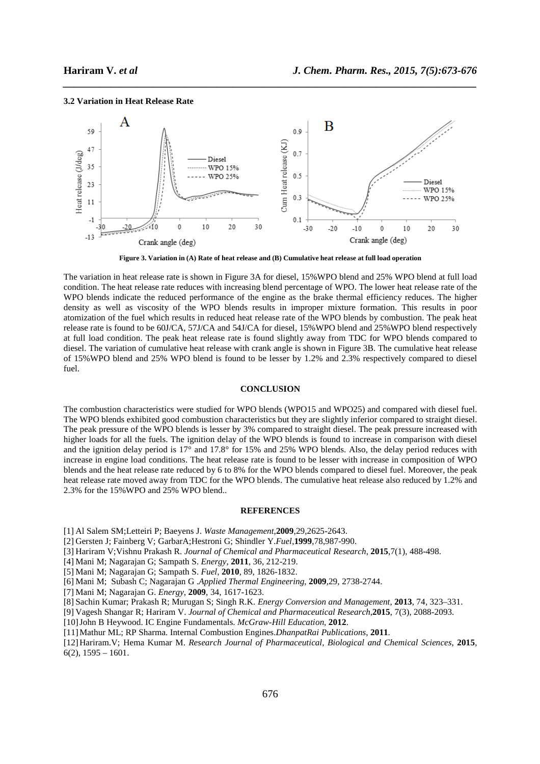### 3.2 Variation in Heat Release Rate

A

Heat release (J/deg)

59
47
35
23
11
-1
-13

-30 -20 -10 0 10 20 30

Crank angle (deg)

Diesel
WPO 15%
WPO 25%

B

Cum Heat release (KJ)

0.9
0.7
0.5
0.3
0.1

-30 -20 -10 0 10 20 30

Crank angle (deg)

Diesel
WPO 15%
WPO 25%

**Figure 3. Variation in (A) Rate of heat release and (B) Cumulative heat release at full load operation**

The variation in heat release rate is shown in Figure 3A for diesel, 15%WPO blend and 25% WPO blend at full load condition. The heat release rate reduces with increasing blend percentage of WPO. The lower heat release rate of the WPO blends indicate the reduced performance of the engine as the brake thermal efficiency reduces. The higher density as well as viscosity of the WPO blends results in improper mixture formation. This results in poor atomization of the fuel which results in reduced heat release rate of the WPO blends by combustion. The peak heat release rate is found to be 60J/CA, 57J/CA and 54J/CA for diesel, 15%WPO blend and 25%WPO blend respectively at full load condition. The peak heat release rate is found slightly away from TDC for WPO blends compared to diesel. The variation of cumulative heat release with crank angle is shown in Figure 3B. The cumulative heat release of 15%WPO blend and 25% WPO blend is found to be lesser by 1.2% and 2.3% respectively compared to diesel fuel.

## CONCLUSION

The combustion characteristics were studied for WPO blends (WPO15 and WPO25) and compared with diesel fuel. The WPO blends exhibited good combustion characteristics but they are slightly inferior compared to straight diesel. The peak pressure of the WPO blends is lesser by 3% compared to straight diesel. The peak pressure increased with higher loads for all the fuels. The ignition delay of the WPO blends is found to increase in comparison with diesel and the ignition delay period is 17° and 17.8° for 15% and 25% WPO blends. Also, the delay period reduces with increase in engine load conditions. The heat release rate is found to be lesser with increase in composition of WPO blends and the heat release rate reduced by 6 to 8% for the WPO blends compared to diesel fuel. Moreover, the peak heat release rate moved away from TDC for the WPO blends. The cumulative heat release also reduced by 1.2% and 2.3% for the 15%WPO and 25% WPO blend..

## REFERENCES

[1] Al Salem SM;Letteiri P; Baeyens J. *Waste Management*,**2009**,29,2625-2643.

[2] Gersten J; Fainberg V; GarbarA;Hestroni G; Shindler Y.*Fuel*,**1999**,78,987-990.

[3] Hariram V;Vishnu Prakash R. *Journal of Chemical and Pharmaceutical Research*, **2015**,7(1), 488-498.

[4] Mani M; Nagarajan G; Sampath S. *Energy*, **2011**, 36, 212-219.

[5] Mani M; Nagarajan G; Sampath S. *Fuel*, **2010**, 89, 1826-1832.

[6] Mani M; Subash C; Nagarajan G .*Applied Thermal Engineering*, **2009**,29, 2738-2744.

[7] Mani M; Nagarajan G. *Energy*, **2009**, 34, 1617-1623.

[8] Sachin Kumar; Prakash R; Murugan S; Singh R.K. *Energy Conversion and Management*, **2013**, 74, 323–331.

[9] Vagesh Shangar R; Hariram V. *Journal of Chemical and Pharmaceutical Research*,**2015**, 7(3), 2088-2093.

[10] John B Heywood. IC Engine Fundamentals. *McGraw-Hill Education*, **2012**.

[11] Mathur ML; RP Sharma. Internal Combustion Engines.*DhanpatRai Publications*, **2011**.

[12] Hariram.V; Hema Kumar M. *Research Journal of Pharmaceutical, Biological and Chemical Sciences*, **2015**, 6(2), 1595 – 1601.